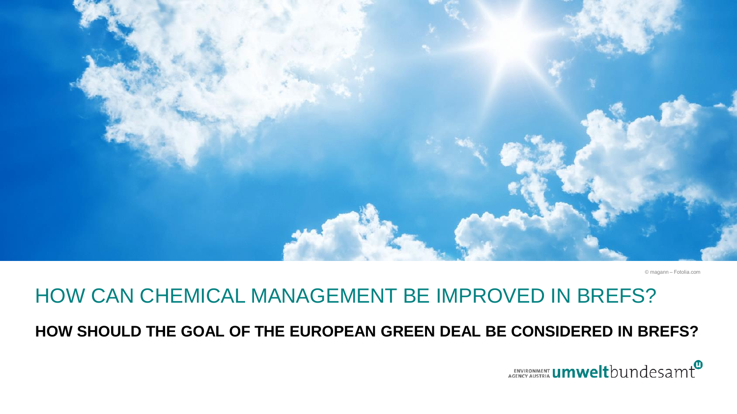© magann – Fotolia.com

# HOW CAN CHEMICAL MANAGEMENT BE IMPROVED IN BREFS?

## HOW SHOULD THE GOAL OF THE EUROPEAN GREEN DEAL BE CONSIDERED IN BREFS?

ENVIRONMENT AGENCY AUSTRIA **umwelt**bundesamt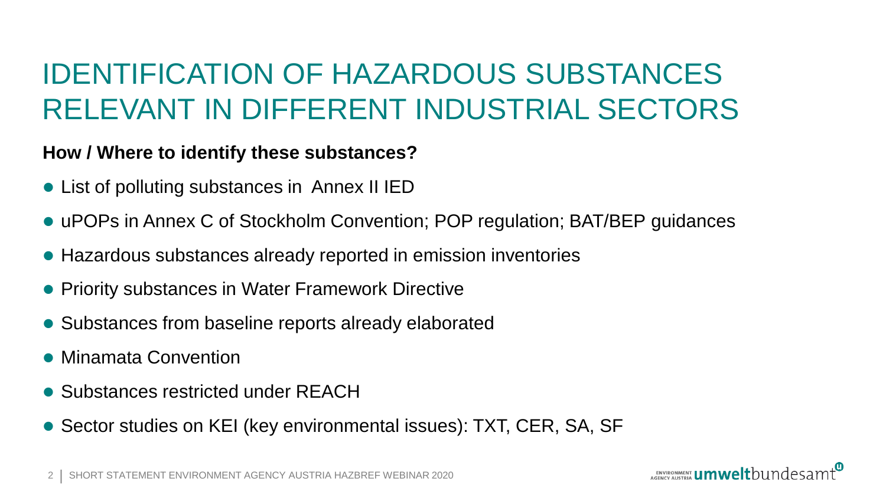# IDENTIFICATION OF HAZARDOUS SUBSTANCES RELEVANT IN DIFFERENT INDUSTRIAL SECTORS

**How / Where to identify these substances?**

- List of polluting substances in Annex II IED
- uPOPs in Annex C of Stockholm Convention; POP regulation; BAT/BEP guidances
- Hazardous substances already reported in emission inventories
- Priority substances in Water Framework Directive
- Substances from baseline reports already elaborated
- Minamata Convention
- Substances restricted under REACH
- Sector studies on KEI (key environmental issues): TXT, CER, SA, SF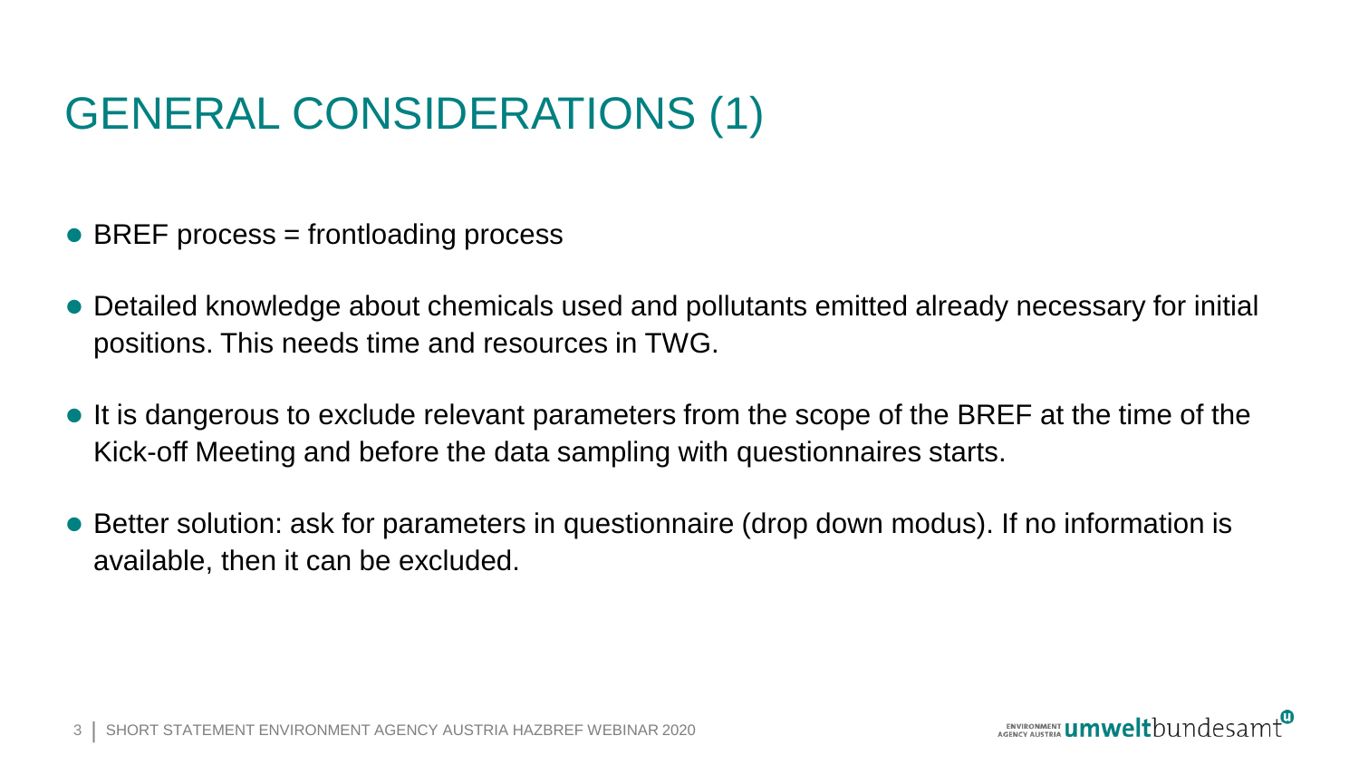# GENERAL CONSIDERATIONS (1)

- BREF process = frontloading process
- Detailed knowledge about chemicals used and pollutants emitted already necessary for initial positions. This needs time and resources in TWG.
- It is dangerous to exclude relevant parameters from the scope of the BREF at the time of the Kick-off Meeting and before the data sampling with questionnaires starts.
- Better solution: ask for parameters in questionnaire (drop down modus). If no information is available, then it can be excluded.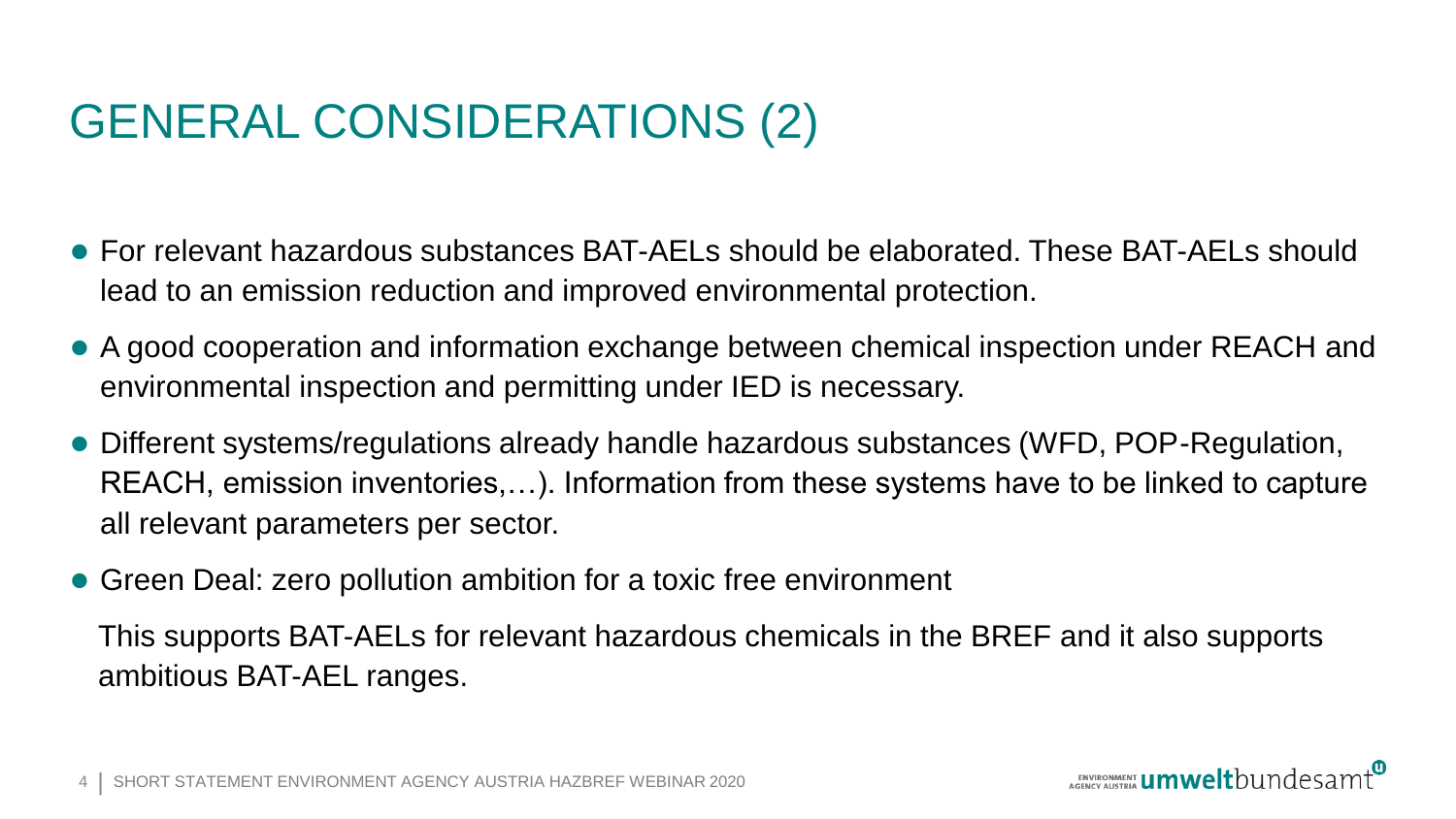# GENERAL CONSIDERATIONS (2)

- For relevant hazardous substances BAT-AELs should be elaborated. These BAT-AELs should lead to an emission reduction and improved environmental protection.
- A good cooperation and information exchange between chemical inspection under REACH and environmental inspection and permitting under IED is necessary.
- Different systems/regulations already handle hazardous substances (WFD, POP-Regulation, REACH, emission inventories,…). Information from these systems have to be linked to capture all relevant parameters per sector.
- Green Deal: zero pollution ambition for a toxic free environment

This supports BAT-AELs for relevant hazardous chemicals in the BREF and it also supports ambitious BAT-AEL ranges.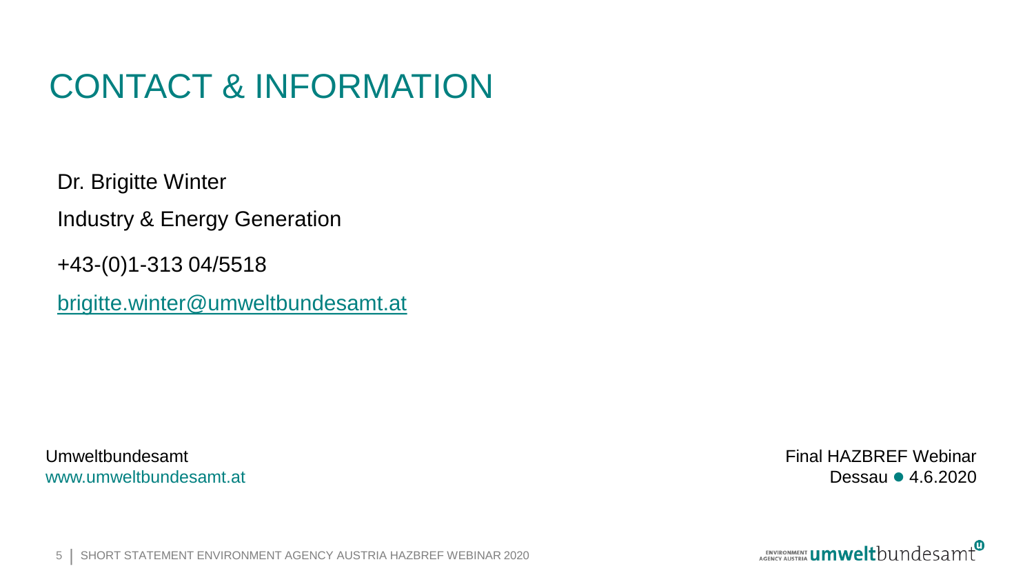# CONTACT & INFORMATION

Dr. Brigitte Winter

Industry & Energy Generation

+43-(0)1-313 04/5518

brigitte.winter@umweltbundesamt.at

Umweltbundesamt
www.umweltbundesamt.at

Final HAZBREF Webinar
Dessau ● 4.6.2020